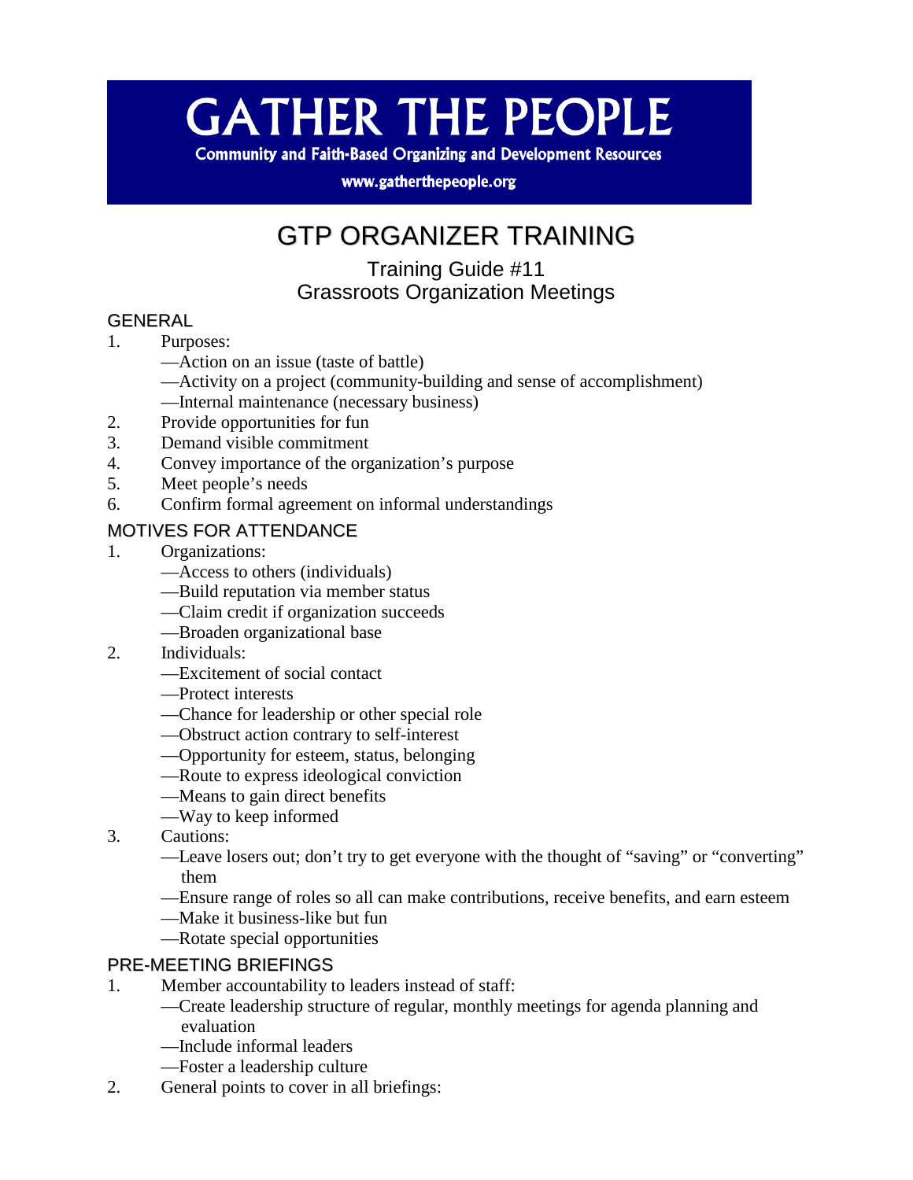# GATHER THE PEOPLE

**Community and Faith-Based Organizing and Development Resources**

**www.gatherthepeople.org**

# GTP ORGANIZER TRAINING

## Training Guide #11
## Grassroots Organization Meetings

### GENERAL

1. Purposes:
   - —Action on an issue (taste of battle)
   - —Activity on a project (community-building and sense of accomplishment)
   - —Internal maintenance (necessary business)
2. Provide opportunities for fun
3. Demand visible commitment
4. Convey importance of the organization's purpose
5. Meet people's needs
6. Confirm formal agreement on informal understandings

### MOTIVES FOR ATTENDANCE

1. Organizations:
   - —Access to others (individuals)
   - —Build reputation via member status
   - —Claim credit if organization succeeds
   - —Broaden organizational base
2. Individuals:
   - —Excitement of social contact
   - —Protect interests
   - —Chance for leadership or other special role
   - —Obstruct action contrary to self-interest
   - —Opportunity for esteem, status, belonging
   - —Route to express ideological conviction
   - —Means to gain direct benefits
   - —Way to keep informed
3. Cautions:
   - —Leave losers out; don't try to get everyone with the thought of "saving" or "converting" them
   - —Ensure range of roles so all can make contributions, receive benefits, and earn esteem
   - —Make it business-like but fun
   - —Rotate special opportunities

### PRE-MEETING BRIEFINGS

1. Member accountability to leaders instead of staff:
   - —Create leadership structure of regular, monthly meetings for agenda planning and evaluation
   - —Include informal leaders
   - —Foster a leadership culture
2. General points to cover in all briefings: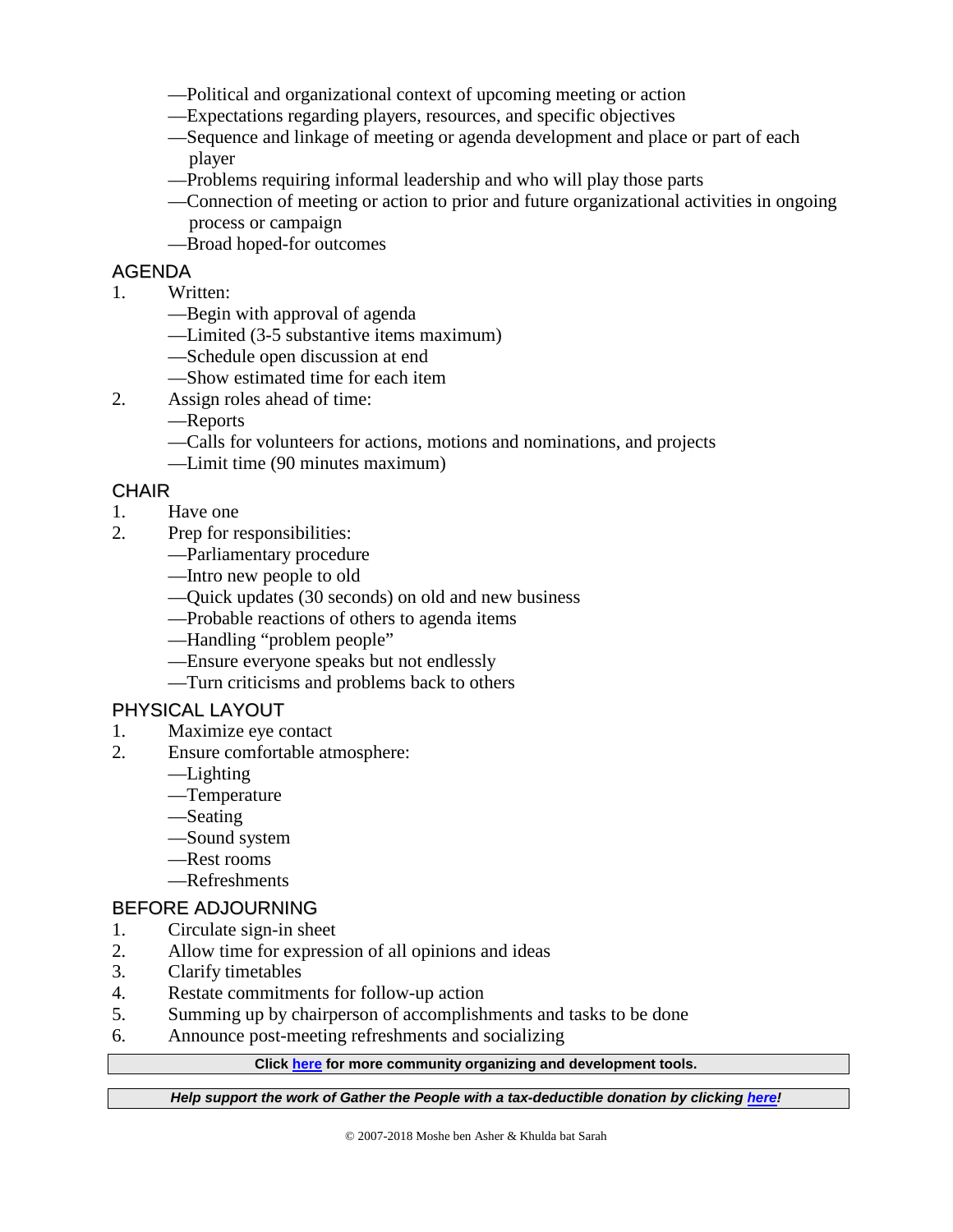—Political and organizational context of upcoming meeting or action
—Expectations regarding players, resources, and specific objectives
—Sequence and linkage of meeting or agenda development and place or part of each player
—Problems requiring informal leadership and who will play those parts
—Connection of meeting or action to prior and future organizational activities in ongoing process or campaign
—Broad hoped-for outcomes

## AGENDA

1. Written:
   —Begin with approval of agenda
   —Limited (3-5 substantive items maximum)
   —Schedule open discussion at end
   —Show estimated time for each item
2. Assign roles ahead of time:
   —Reports
   —Calls for volunteers for actions, motions and nominations, and projects
   —Limit time (90 minutes maximum)

## CHAIR

1. Have one
2. Prep for responsibilities:
   —Parliamentary procedure
   —Intro new people to old
   —Quick updates (30 seconds) on old and new business
   —Probable reactions of others to agenda items
   —Handling "problem people"
   —Ensure everyone speaks but not endlessly
   —Turn criticisms and problems back to others

## PHYSICAL LAYOUT

1. Maximize eye contact
2. Ensure comfortable atmosphere:
   —Lighting
   —Temperature
   —Seating
   —Sound system
   —Rest rooms
   —Refreshments

## BEFORE ADJOURNING

1. Circulate sign-in sheet
2. Allow time for expression of all opinions and ideas
3. Clarify timetables
4. Restate commitments for follow-up action
5. Summing up by chairperson of accomplishments and tasks to be done
6. Announce post-meeting refreshments and socializing

**Click here for more community organizing and development tools.**

***Help support the work of Gather the People with a tax-deductible donation by clicking here!***

© 2007-2018 Moshe ben Asher & Khulda bat Sarah